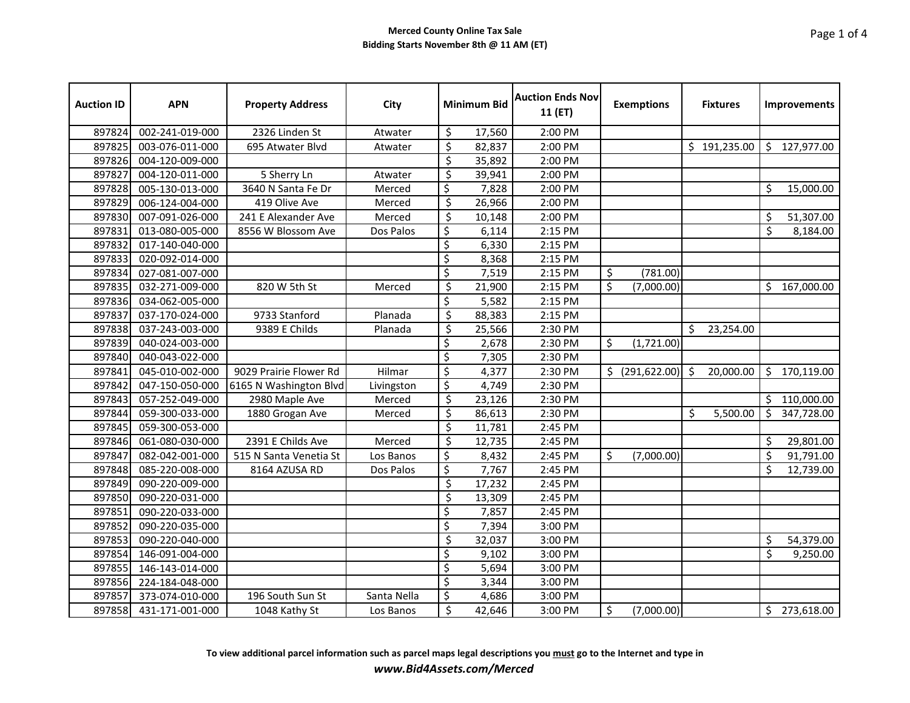**Merced County Online Tax Sale**
**Bidding Starts November 8th @ 11 AM (ET)**

| Auction ID | APN | Property Address | City | Minimum Bid | Auction Ends Nov 11 (ET) | Exemptions | Fixtures | Improvements |
|---|---|---|---|---|---|---|---|---|
| 897824 | 002-241-019-000 | 2326 Linden St | Atwater | $ 17,560 | 2:00 PM | | | |
| 897825 | 003-076-011-000 | 695 Atwater Blvd | Atwater | $ 82,837 | 2:00 PM | | $ 191,235.00 | $ 127,977.00 |
| 897826 | 004-120-009-000 | | | $ 35,892 | 2:00 PM | | | |
| 897827 | 004-120-011-000 | 5 Sherry Ln | Atwater | $ 39,941 | 2:00 PM | | | |
| 897828 | 005-130-013-000 | 3640 N Santa Fe Dr | Merced | $ 7,828 | 2:00 PM | | | $ 15,000.00 |
| 897829 | 006-124-004-000 | 419 Olive Ave | Merced | $ 26,966 | 2:00 PM | | | |
| 897830 | 007-091-026-000 | 241 E Alexander Ave | Merced | $ 10,148 | 2:00 PM | | | $ 51,307.00 |
| 897831 | 013-080-005-000 | 8556 W Blossom Ave | Dos Palos | $ 6,114 | 2:15 PM | | | $ 8,184.00 |
| 897832 | 017-140-040-000 | | | $ 6,330 | 2:15 PM | | | |
| 897833 | 020-092-014-000 | | | $ 8,368 | 2:15 PM | | | |
| 897834 | 027-081-007-000 | | | $ 7,519 | 2:15 PM | $ (781.00) | | |
| 897835 | 032-271-009-000 | 820 W 5th St | Merced | $ 21,900 | 2:15 PM | $ (7,000.00) | | $ 167,000.00 |
| 897836 | 034-062-005-000 | | | $ 5,582 | 2:15 PM | | | |
| 897837 | 037-170-024-000 | 9733 Stanford | Planada | $ 88,383 | 2:15 PM | | | |
| 897838 | 037-243-003-000 | 9389 E Childs | Planada | $ 25,566 | 2:30 PM | | $ 23,254.00 | |
| 897839 | 040-024-003-000 | | | $ 2,678 | 2:30 PM | $ (1,721.00) | | |
| 897840 | 040-043-022-000 | | | $ 7,305 | 2:30 PM | | | |
| 897841 | 045-010-002-000 | 9029 Prairie Flower Rd | Hilmar | $ 4,377 | 2:30 PM | $ (291,622.00) | $ 20,000.00 | $ 170,119.00 |
| 897842 | 047-150-050-000 | 6165 N Washington Blvd | Livingston | $ 4,749 | 2:30 PM | | | |
| 897843 | 057-252-049-000 | 2980 Maple Ave | Merced | $ 23,126 | 2:30 PM | | | $ 110,000.00 |
| 897844 | 059-300-033-000 | 1880 Grogan Ave | Merced | $ 86,613 | 2:30 PM | | $ 5,500.00 | $ 347,728.00 |
| 897845 | 059-300-053-000 | | | $ 11,781 | 2:45 PM | | | |
| 897846 | 061-080-030-000 | 2391 E Childs Ave | Merced | $ 12,735 | 2:45 PM | | | $ 29,801.00 |
| 897847 | 082-042-001-000 | 515 N Santa Venetia St | Los Banos | $ 8,432 | 2:45 PM | $ (7,000.00) | | $ 91,791.00 |
| 897848 | 085-220-008-000 | 8164 AZUSA RD | Dos Palos | $ 7,767 | 2:45 PM | | | $ 12,739.00 |
| 897849 | 090-220-009-000 | | | $ 17,232 | 2:45 PM | | | |
| 897850 | 090-220-031-000 | | | $ 13,309 | 2:45 PM | | | |
| 897851 | 090-220-033-000 | | | $ 7,857 | 2:45 PM | | | |
| 897852 | 090-220-035-000 | | | $ 7,394 | 3:00 PM | | | |
| 897853 | 090-220-040-000 | | | $ 32,037 | 3:00 PM | | | $ 54,379.00 |
| 897854 | 146-091-004-000 | | | $ 9,102 | 3:00 PM | | | $ 9,250.00 |
| 897855 | 146-143-014-000 | | | $ 5,694 | 3:00 PM | | | |
| 897856 | 224-184-048-000 | | | $ 3,344 | 3:00 PM | | | |
| 897857 | 373-074-010-000 | 196 South Sun St | Santa Nella | $ 4,686 | 3:00 PM | | | |
| 897858 | 431-171-001-000 | 1048 Kathy St | Los Banos | $ 42,646 | 3:00 PM | $ (7,000.00) | | $ 273,618.00 |

**To view additional parcel information such as parcel maps legal descriptions you must go to the Internet and type in**

***www.Bid4Assets.com/Merced***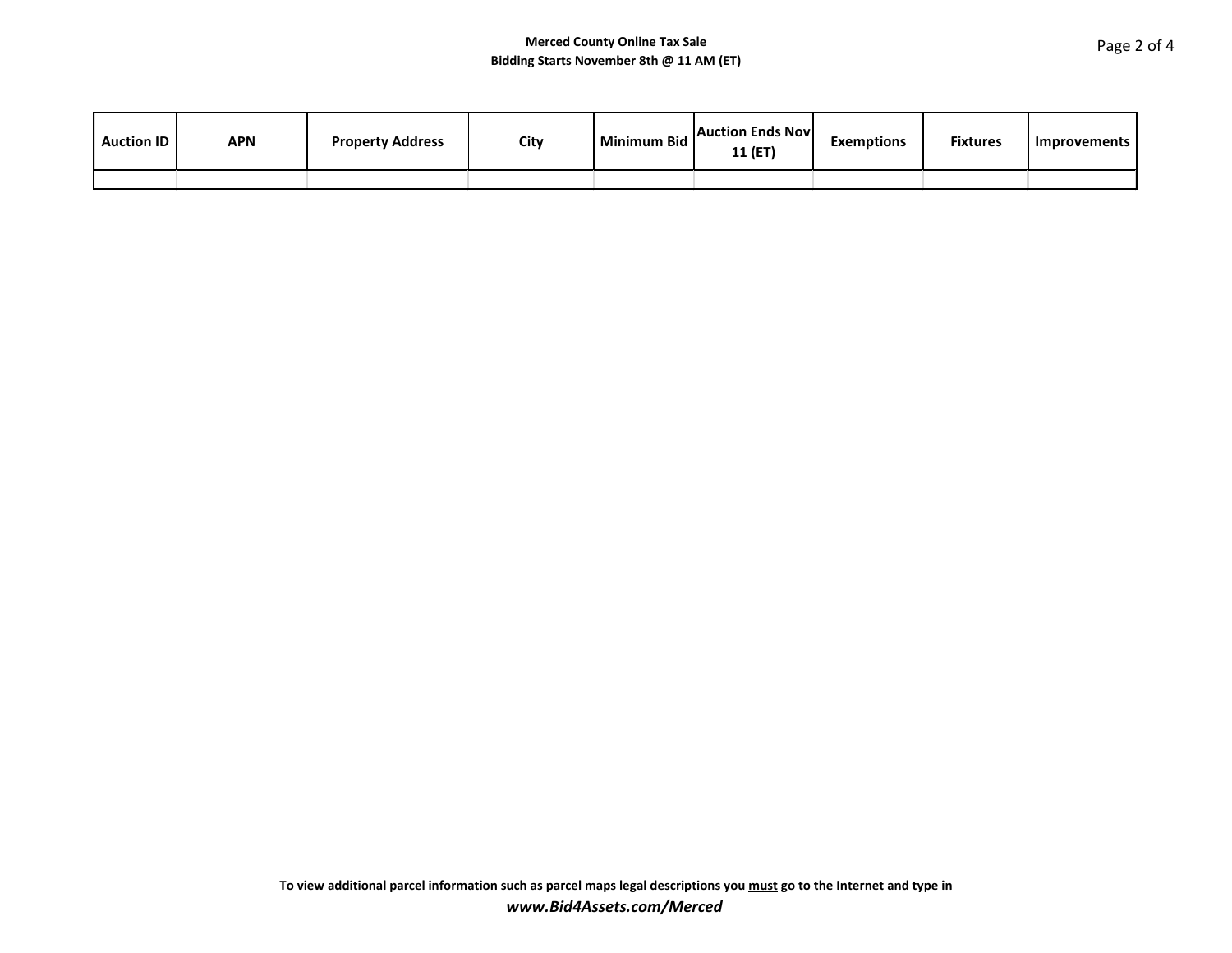**Merced County Online Tax Sale**
**Bidding Starts November 8th @ 11 AM (ET)**

| Auction ID | APN | Property Address | City | Minimum Bid | Auction Ends Nov 11 (ET) | Exemptions | Fixtures | Improvements |
|---|---|---|---|---|---|---|---|---|
| | | | | | | | | |

**To view additional parcel information such as parcel maps legal descriptions you must go to the Internet and type in**
***www.Bid4Assets.com/Merced***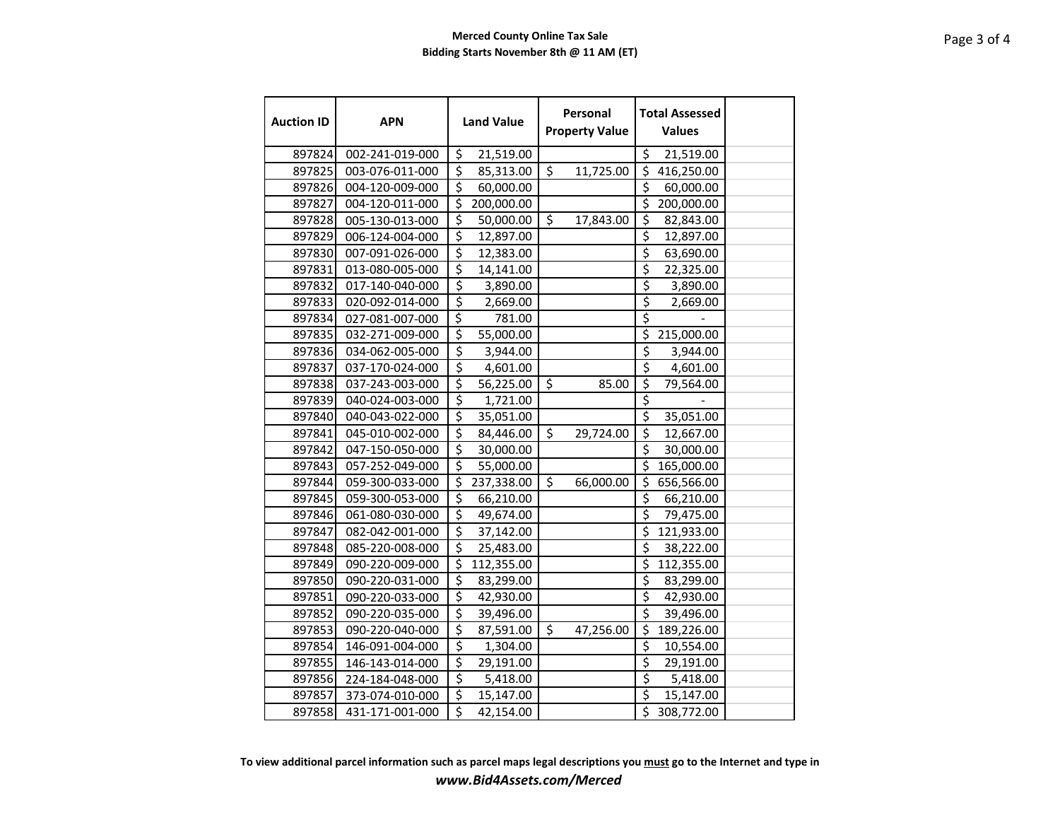**Merced County Online Tax Sale**
**Bidding Starts November 8th @ 11 AM (ET)**

| Auction ID | APN | Land Value | Personal Property Value | Total Assessed Values | |
|---|---|---|---|---|---|
| 897824 | 002-241-019-000 | $ 21,519.00 | | $ 21,519.00 | |
| 897825 | 003-076-011-000 | $ 85,313.00 | $ 11,725.00 | $ 416,250.00 | |
| 897826 | 004-120-009-000 | $ 60,000.00 | | $ 60,000.00 | |
| 897827 | 004-120-011-000 | $ 200,000.00 | | $ 200,000.00 | |
| 897828 | 005-130-013-000 | $ 50,000.00 | $ 17,843.00 | $ 82,843.00 | |
| 897829 | 006-124-004-000 | $ 12,897.00 | | $ 12,897.00 | |
| 897830 | 007-091-026-000 | $ 12,383.00 | | $ 63,690.00 | |
| 897831 | 013-080-005-000 | $ 14,141.00 | | $ 22,325.00 | |
| 897832 | 017-140-040-000 | $ 3,890.00 | | $ 3,890.00 | |
| 897833 | 020-092-014-000 | $ 2,669.00 | | $ 2,669.00 | |
| 897834 | 027-081-007-000 | $ 781.00 | | $ - | |
| 897835 | 032-271-009-000 | $ 55,000.00 | | $ 215,000.00 | |
| 897836 | 034-062-005-000 | $ 3,944.00 | | $ 3,944.00 | |
| 897837 | 037-170-024-000 | $ 4,601.00 | | $ 4,601.00 | |
| 897838 | 037-243-003-000 | $ 56,225.00 | $ 85.00 | $ 79,564.00 | |
| 897839 | 040-024-003-000 | $ 1,721.00 | | $ - | |
| 897840 | 040-043-022-000 | $ 35,051.00 | | $ 35,051.00 | |
| 897841 | 045-010-002-000 | $ 84,446.00 | $ 29,724.00 | $ 12,667.00 | |
| 897842 | 047-150-050-000 | $ 30,000.00 | | $ 30,000.00 | |
| 897843 | 057-252-049-000 | $ 55,000.00 | | $ 165,000.00 | |
| 897844 | 059-300-033-000 | $ 237,338.00 | $ 66,000.00 | $ 656,566.00 | |
| 897845 | 059-300-053-000 | $ 66,210.00 | | $ 66,210.00 | |
| 897846 | 061-080-030-000 | $ 49,674.00 | | $ 79,475.00 | |
| 897847 | 082-042-001-000 | $ 37,142.00 | | $ 121,933.00 | |
| 897848 | 085-220-008-000 | $ 25,483.00 | | $ 38,222.00 | |
| 897849 | 090-220-009-000 | $ 112,355.00 | | $ 112,355.00 | |
| 897850 | 090-220-031-000 | $ 83,299.00 | | $ 83,299.00 | |
| 897851 | 090-220-033-000 | $ 42,930.00 | | $ 42,930.00 | |
| 897852 | 090-220-035-000 | $ 39,496.00 | | $ 39,496.00 | |
| 897853 | 090-220-040-000 | $ 87,591.00 | $ 47,256.00 | $ 189,226.00 | |
| 897854 | 146-091-004-000 | $ 1,304.00 | | $ 10,554.00 | |
| 897855 | 146-143-014-000 | $ 29,191.00 | | $ 29,191.00 | |
| 897856 | 224-184-048-000 | $ 5,418.00 | | $ 5,418.00 | |
| 897857 | 373-074-010-000 | $ 15,147.00 | | $ 15,147.00 | |
| 897858 | 431-171-001-000 | $ 42,154.00 | | $ 308,772.00 | |

**To view additional parcel information such as parcel maps legal descriptions you must go to the Internet and type in**

***www.Bid4Assets.com/Merced***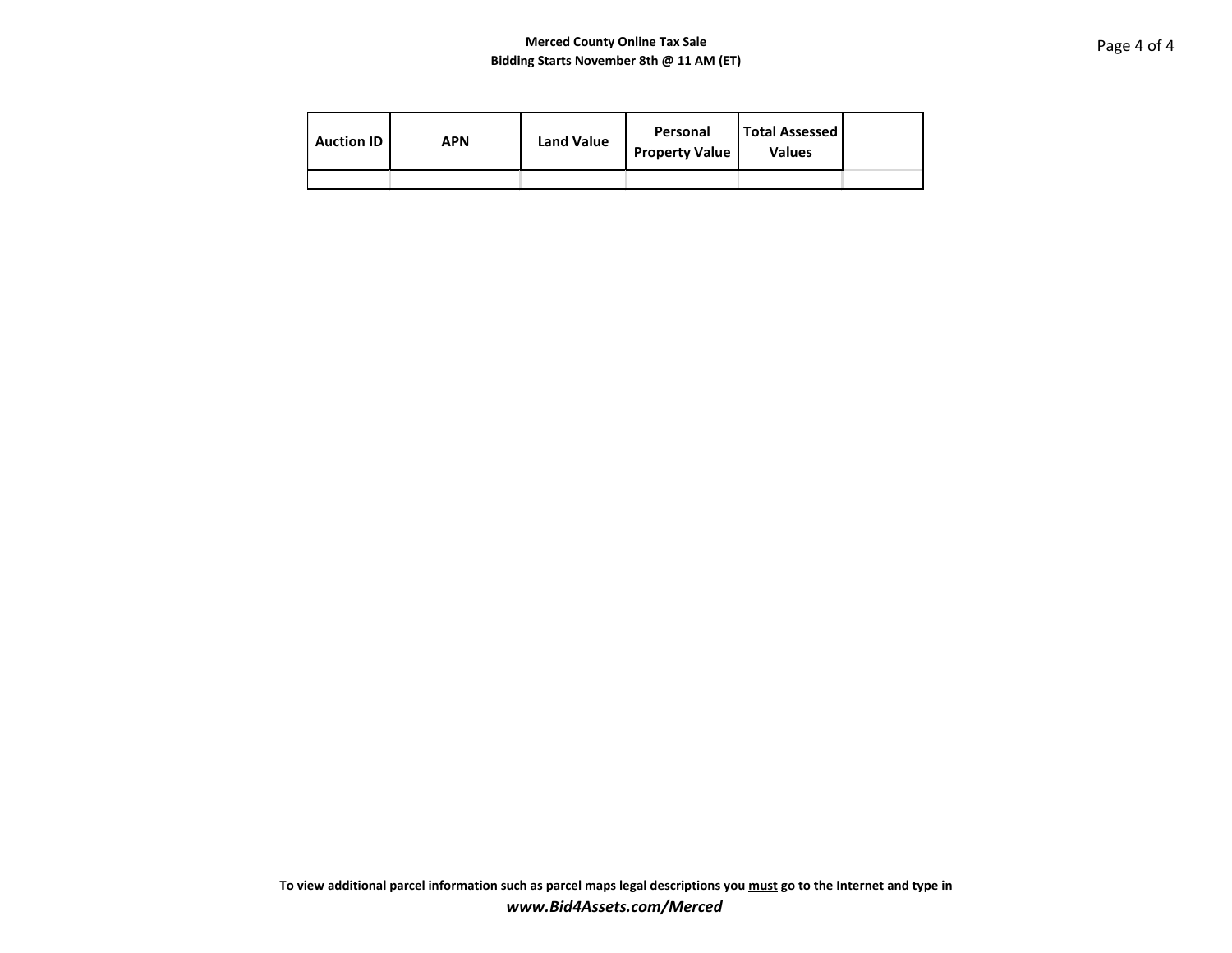| Auction ID | APN | Land Value | Personal Property Value | Total Assessed Values | |
|---|---|---|---|---|---|
| | | | | | |

**To view additional parcel information such as parcel maps legal descriptions you must go to the Internet and type in**

***www.Bid4Assets.com/Merced***